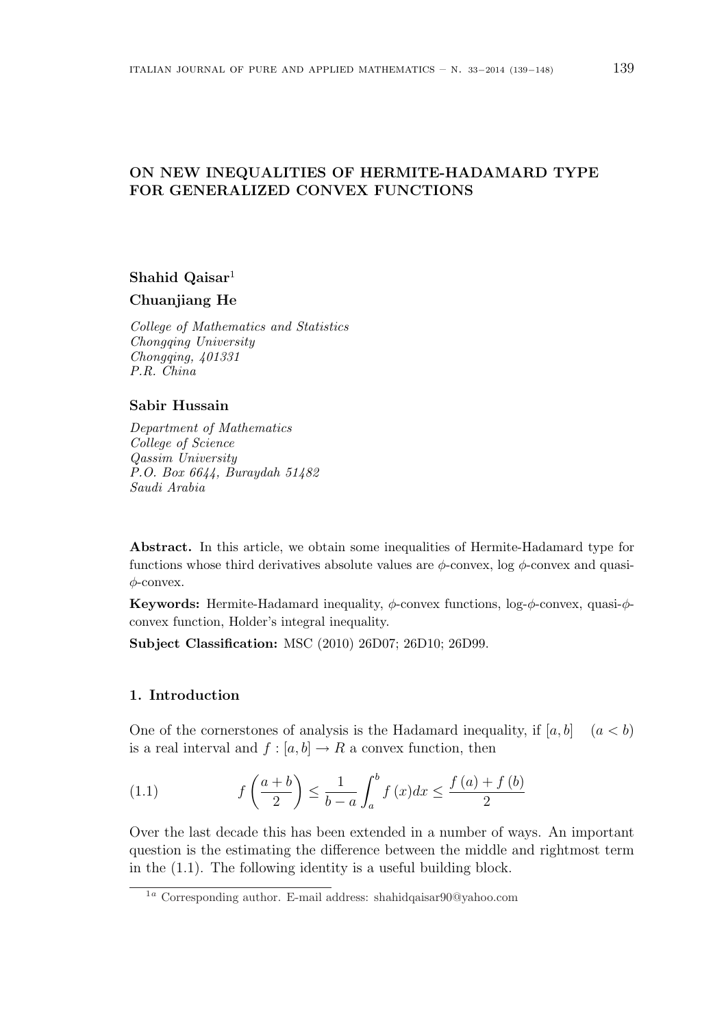# ON NEW INEQUALITIES OF HERMITE-HADAMARD TYPE FOR GENERALIZED CONVEX FUNCTIONS

**Shahid Qaisar**[1]

**Chuanjiang He**

*College of Mathematics and Statistics*
*Chongqing University*
*Chongqing, 401331*
*P.R. China*

**Sabir Hussain**

*Department of Mathematics*
*College of Science*
*Qassim University*
*P.O. Box 6644, Buraydah 51482*
*Saudi Arabia*

**Abstract.** In this article, we obtain some inequalities of Hermite-Hadamard type for functions whose third derivatives absolute values are $\phi$-convex, log $\phi$-convex and quasi-$\phi$-convex.

**Keywords:** Hermite-Hadamard inequality, $\phi$-convex functions, log-$\phi$-convex, quasi-$\phi$-convex function, Holder's integral inequality.

**Subject Classification:** MSC (2010) 26D07; 26D10; 26D99.

## 1. Introduction

One of the cornerstones of analysis is the Hadamard inequality, if $[a, b]$ $(a < b)$ is a real interval and $f : [a, b] \to R$ a convex function, then

$$f\left(\frac{a+b}{2}\right) \leq \frac{1}{b-a}\int_a^b f(x)dx \leq \frac{f(a)+f(b)}{2} \tag{1.1}$$

Over the last decade this has been extended in a number of ways. An important question is the estimating the difference between the middle and rightmost term in the (1.1). The following identity is a useful building block.

[1a] Corresponding author. E-mail address: shahidqaisar90@yahoo.com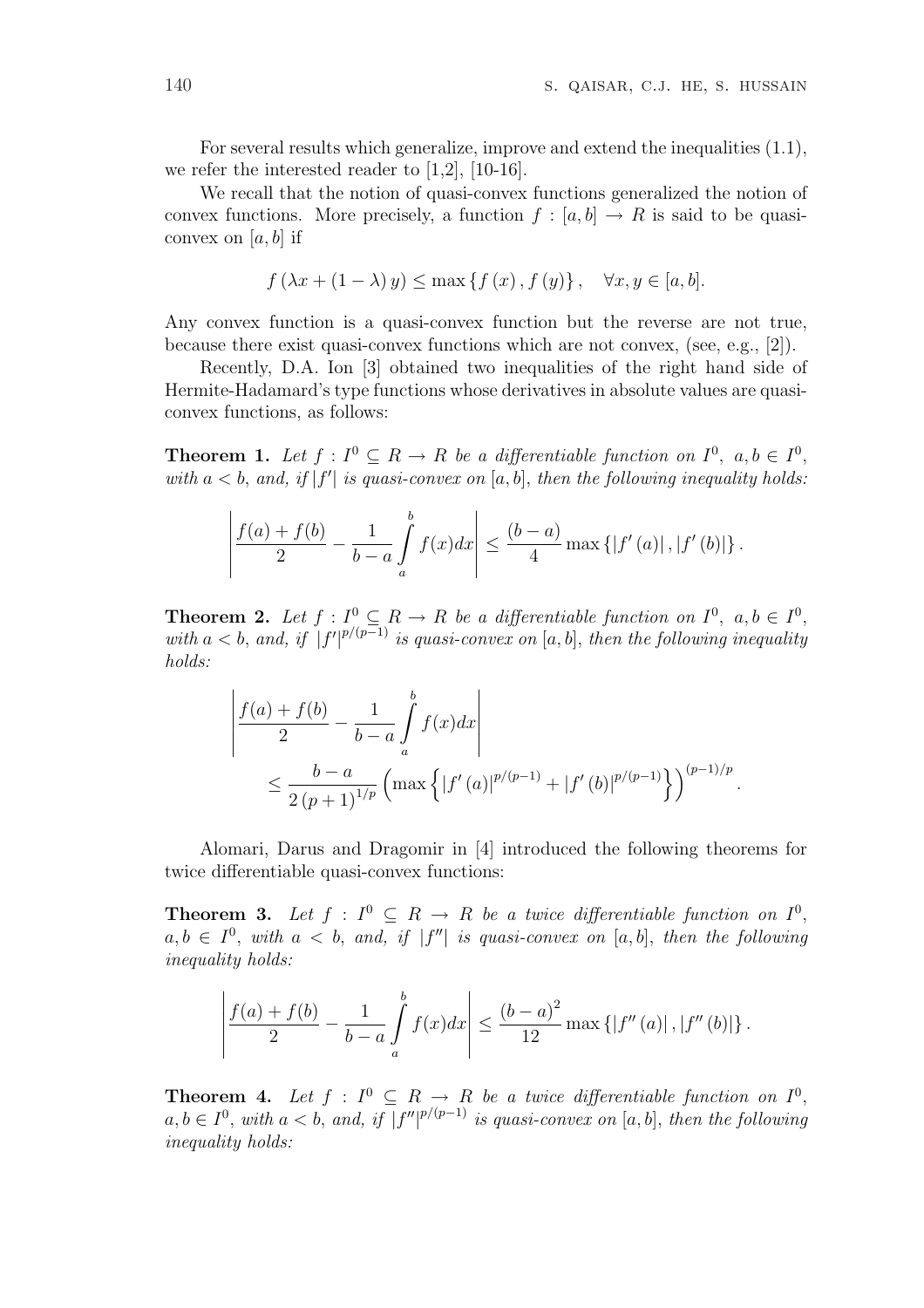For several results which generalize, improve and extend the inequalities (1.1), we refer the interested reader to [1,2], [10-16].

We recall that the notion of quasi-convex functions generalized the notion of convex functions. More precisely, a function $f : [a, b] \to R$ is said to be quasi-convex on $[a, b]$ if

$$f(\lambda x + (1-\lambda) y) \leq \max\{f(x), f(y)\}, \quad \forall x, y \in [a, b].$$

Any convex function is a quasi-convex function but the reverse are not true, because there exist quasi-convex functions which are not convex, (see, e.g., [2]).

Recently, D.A. Ion [3] obtained two inequalities of the right hand side of Hermite-Hadamard's type functions whose derivatives in absolute values are quasi-convex functions, as follows:

**Theorem 1.** *Let $f : I^0 \subseteq R \to R$ be a differentiable function on $I^0$, $a, b \in I^0$, with $a < b$, and, if $|f'|$ is quasi-convex on $[a, b]$, then the following inequality holds:*

$$\left| \frac{f(a)+f(b)}{2} - \frac{1}{b-a} \int_a^b f(x)dx \right| \leq \frac{(b-a)}{4} \max\{|f'(a)|, |f'(b)|\}.$$

**Theorem 2.** *Let $f : I^0 \subseteq R \to R$ be a differentiable function on $I^0$, $a, b \in I^0$, with $a < b$, and, if $|f'|^{p/(p-1)}$ is quasi-convex on $[a, b]$, then the following inequality holds:*

$$\left| \frac{f(a)+f(b)}{2} - \frac{1}{b-a} \int_a^b f(x)dx \right| \\ \leq \frac{b-a}{2(p+1)^{1/p}} \left( \max\left\{ |f'(a)|^{p/(p-1)} + |f'(b)|^{p/(p-1)} \right\} \right)^{(p-1)/p}.$$

Alomari, Darus and Dragomir in [4] introduced the following theorems for twice differentiable quasi-convex functions:

**Theorem 3.** *Let $f : I^0 \subseteq R \to R$ be a twice differentiable function on $I^0$, $a, b \in I^0$, with $a < b$, and, if $|f''|$ is quasi-convex on $[a, b]$, then the following inequality holds:*

$$\left| \frac{f(a)+f(b)}{2} - \frac{1}{b-a} \int_a^b f(x)dx \right| \leq \frac{(b-a)^2}{12} \max\{|f''(a)|, |f''(b)|\}.$$

**Theorem 4.** *Let $f : I^0 \subseteq R \to R$ be a twice differentiable function on $I^0$, $a, b \in I^0$, with $a < b$, and, if $|f''|^{p/(p-1)}$ is quasi-convex on $[a, b]$, then the following inequality holds:*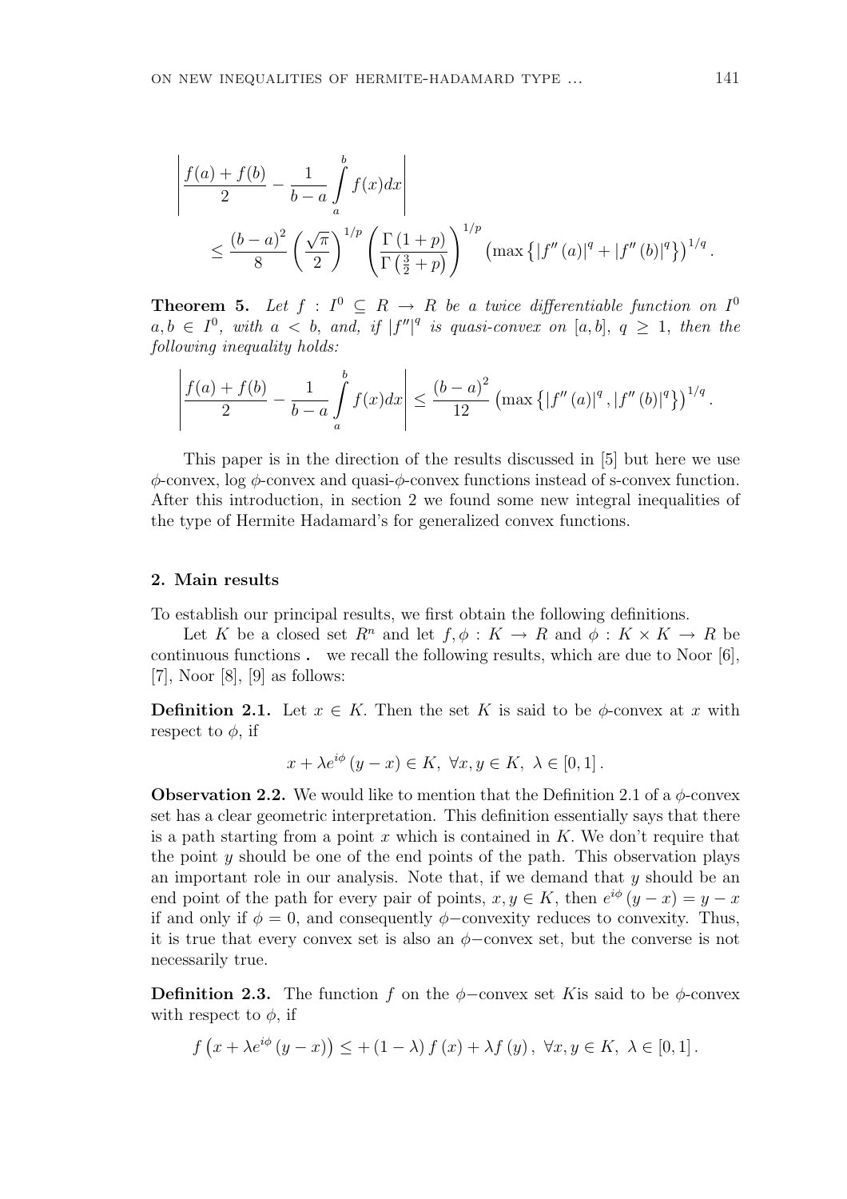$$\left|\frac{f(a)+f(b)}{2}-\frac{1}{b-a}\int_a^b f(x)dx\right|$$
$$\leq \frac{(b-a)^2}{8}\left(\frac{\sqrt{\pi}}{2}\right)^{1/p}\left(\frac{\Gamma(1+p)}{\Gamma\left(\frac{3}{2}+p\right)}\right)^{1/p}\left(\max\left\{\left|f''(a)\right|^q+\left|f''(b)\right|^q\right\}\right)^{1/q}.$$

**Theorem 5.** *Let $f : I^0 \subseteq R \to R$ be a twice differentiable function on $I^0$ $a, b \in I^0$, with $a < b$, and, if $|f''|^q$ is quasi-convex on $[a, b]$, $q \geq 1$, then the following inequality holds:*

$$\left|\frac{f(a)+f(b)}{2}-\frac{1}{b-a}\int_a^b f(x)dx\right| \leq \frac{(b-a)^2}{12}\left(\max\left\{\left|f''(a)\right|^q,\left|f''(b)\right|^q\right\}\right)^{1/q}.$$

This paper is in the direction of the results discussed in [5] but here we use $\phi$-convex, log $\phi$-convex and quasi-$\phi$-convex functions instead of s-convex function. After this introduction, in section 2 we found some new integral inequalities of the type of Hermite Hadamard's for generalized convex functions.

## 2. Main results

To establish our principal results, we first obtain the following definitions.

Let $K$ be a closed set $R^n$ and let $f, \phi : K \to R$ and $\phi : K \times K \to R$ be continuous functions . we recall the following results, which are due to Noor [6], [7], Noor [8], [9] as follows:

**Definition 2.1.** Let $x \in K$. Then the set $K$ is said to be $\phi$-convex at $x$ with respect to $\phi$, if

$$x + \lambda e^{i\phi}(y-x) \in K, \ \forall x, y \in K, \ \lambda \in [0,1].$$

**Observation 2.2.** We would like to mention that the Definition 2.1 of a $\phi$-convex set has a clear geometric interpretation. This definition essentially says that there is a path starting from a point $x$ which is contained in $K$. We don't require that the point $y$ should be one of the end points of the path. This observation plays an important role in our analysis. Note that, if we demand that $y$ should be an end point of the path for every pair of points, $x, y \in K$, then $e^{i\phi}(y-x) = y - x$ if and only if $\phi = 0$, and consequently $\phi-$convexity reduces to convexity. Thus, it is true that every convex set is also an $\phi-$convex set, but the converse is not necessarily true.

**Definition 2.3.** The function $f$ on the $\phi-$convex set $K$is said to be $\phi$-convex with respect to $\phi$, if

$$f\left(x + \lambda e^{i\phi}(y-x)\right) \leq +(1-\lambda) f(x) + \lambda f(y), \ \forall x, y \in K, \ \lambda \in [0,1].$$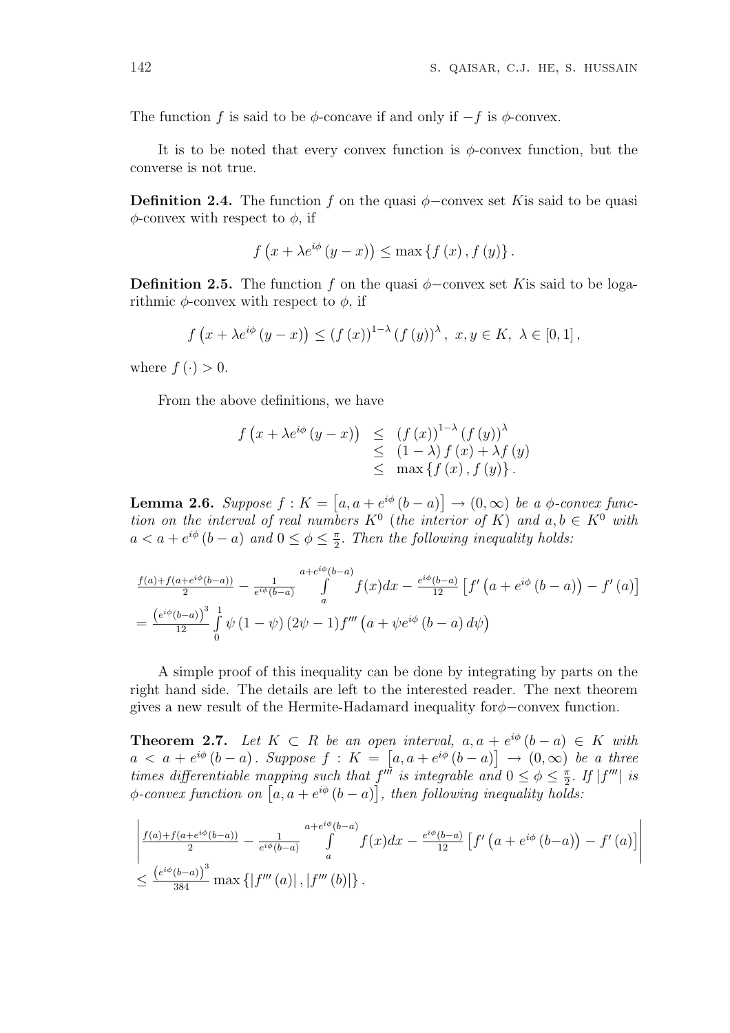The function $f$ is said to be $\phi$-concave if and only if $-f$ is $\phi$-convex.

It is to be noted that every convex function is $\phi$-convex function, but the converse is not true.

**Definition 2.4.** The function $f$ on the quasi $\phi-$convex set $K$is said to be quasi $\phi$-convex with respect to $\phi$, if

$$f\left(x+\lambda e^{i\phi}\left(y-x\right)\right)\leq\max\left\{f\left(x\right),f\left(y\right)\right\}.$$

**Definition 2.5.** The function $f$ on the quasi $\phi-$convex set $K$is said to be logarithmic $\phi$-convex with respect to $\phi$, if

$$f\left(x+\lambda e^{i\phi}\left(y-x\right)\right)\leq\left(f\left(x\right)\right)^{1-\lambda}\left(f\left(y\right)\right)^{\lambda},\ x,y\in K,\ \lambda\in\left[0,1\right],$$

where $f\left(\cdot\right)>0$.

From the above definitions, we have

$$\begin{array}{rcl}f\left(x+\lambda e^{i\phi}\left(y-x\right)\right) & \leq & \left(f\left(x\right)\right)^{1-\lambda}\left(f\left(y\right)\right)^{\lambda}\\ & \leq & \left(1-\lambda\right)f\left(x\right)+\lambda f\left(y\right)\\ & \leq & \max\left\{f\left(x\right),f\left(y\right)\right\}.\end{array}$$

**Lemma 2.6.** *Suppose $f:K=\left[a,a+e^{i\phi}\left(b-a\right)\right]\rightarrow\left(0,\infty\right)$ be a $\phi$-convex function on the interval of real numbers $K^{0}$ (the interior of $K$) and $a,b\in K^{0}$ with $a<a+e^{i\phi}\left(b-a\right)$ and $0\leq\phi\leq\frac{\pi}{2}$. Then the following inequality holds:*

$$\begin{array}{l}\frac{f(a)+f(a+e^{i\phi}(b-a))}{2}-\frac{1}{e^{i\phi}(b-a)}\int\limits_{a}^{a+e^{i\phi}(b-a)}f(x)dx-\frac{e^{i\phi}(b-a)}{12}\left[f'\left(a+e^{i\phi}\left(b-a\right)\right)-f'\left(a\right)\right]\\ =\frac{\left(e^{i\phi}(b-a)\right)^{3}}{12}\int\limits_{0}^{1}\psi\left(1-\psi\right)\left(2\psi-1\right)f'''\left(a+\psi e^{i\phi}\left(b-a\right)d\psi\right)\end{array}$$

A simple proof of this inequality can be done by integrating by parts on the right hand side. The details are left to the interested reader. The next theorem gives a new result of the Hermite-Hadamard inequality for$\phi-$convex function.

**Theorem 2.7.** *Let $K\subset R$ be an open interval, $a,a+e^{i\phi}\left(b-a\right)\in K$ with $a<a+e^{i\phi}\left(b-a\right)$. Suppose $f:K=\left[a,a+e^{i\phi}\left(b-a\right)\right]\rightarrow\left(0,\infty\right)$ be a three times differentiable mapping such that $f'''$ is integrable and $0\leq\phi\leq\frac{\pi}{2}$. If $\left|f'''\right|$ is $\phi$-convex function on $\left[a,a+e^{i\phi}\left(b-a\right)\right]$, then following inequality holds:*

$$\begin{array}{l}\left|\frac{f(a)+f(a+e^{i\phi}(b-a))}{2}-\frac{1}{e^{i\phi}(b-a)}\int\limits_{a}^{a+e^{i\phi}(b-a)}f(x)dx-\frac{e^{i\phi}(b-a)}{12}\left[f'\left(a+e^{i\phi}\left(b-a\right)\right)-f'\left(a\right)\right]\right|\\ \leq\frac{\left(e^{i\phi}(b-a)\right)^{3}}{384}\max\left\{\left|f'''\left(a\right)\right|,\left|f'''\left(b\right)\right|\right\}.\end{array}$$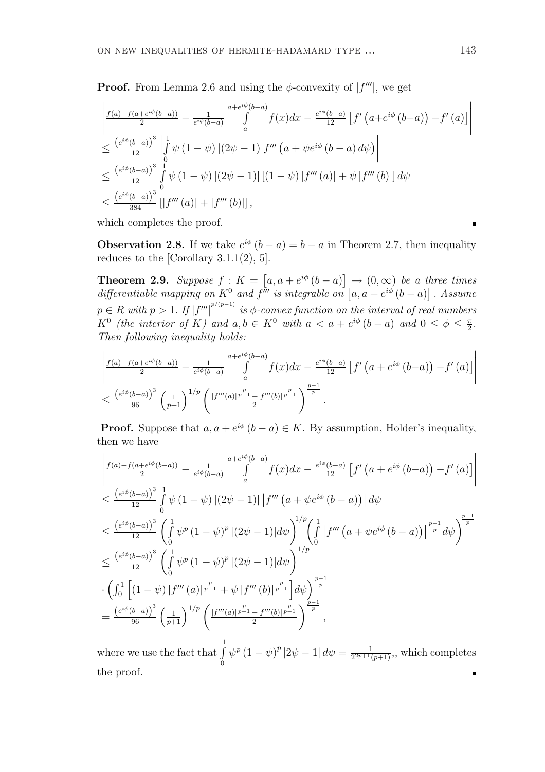**Proof.** From Lemma 2.6 and using the $\phi$-convexity of $|f'''|$, we get

$$\begin{aligned}
&\left|\frac{f(a)+f(a+e^{i\phi}(b-a))}{2}-\frac{1}{e^{i\phi}(b-a)}\int_a^{a+e^{i\phi}(b-a)}f(x)dx-\frac{e^{i\phi}(b-a)}{12}\left[f'\left(a+e^{i\phi}(b-a)\right)-f'(a)\right]\right|\\
&\leq \frac{\left(e^{i\phi}(b-a)\right)^3}{12}\left|\int_0^1 \psi(1-\psi)\left|(2\psi-1)\right|f'''\left(a+\psi e^{i\phi}(b-a)\,d\psi\right)\right|\\
&\leq \frac{\left(e^{i\phi}(b-a)\right)^3}{12}\int_0^1 \psi(1-\psi)\left|(2\psi-1)\right|\left[(1-\psi)\left|f'''(a)\right|+\psi\left|f'''(b)\right|\right]d\psi\\
&\leq \frac{\left(e^{i\phi}(b-a)\right)^3}{384}\left[\left|f'''(a)\right|+\left|f'''(b)\right|\right],
\end{aligned}$$

which completes the proof. ∎

**Observation 2.8.** If we take $e^{i\phi}(b-a)=b-a$ in Theorem 2.7, then inequality reduces to the [Corollary 3.1.1(2), 5].

**Theorem 2.9.** *Suppose $f:K=\left[a,a+e^{i\phi}(b-a)\right]\to(0,\infty)$ be a three times differentiable mapping on $K^0$ and $f'''$ is integrable on $\left[a,a+e^{i\phi}(b-a)\right]$. Assume $p\in R$ with $p>1$. If $\left|f'''\right|^{p/(p-1)}$ is $\phi$-convex function on the interval of real numbers $K^0$ (the interior of $K$) and $a,b\in K^0$ with $a<a+e^{i\phi}(b-a)$ and $0\leq\phi\leq\frac{\pi}{2}$. Then following inequality holds:*

$$\begin{aligned}
&\left|\frac{f(a)+f(a+e^{i\phi}(b-a))}{2}-\frac{1}{e^{i\phi}(b-a)}\int_a^{a+e^{i\phi}(b-a)}f(x)dx-\frac{e^{i\phi}(b-a)}{12}\left[f'\left(a+e^{i\phi}(b-a)\right)-f'(a)\right]\right|\\
&\leq \frac{\left(e^{i\phi}(b-a)\right)^3}{96}\left(\frac{1}{p+1}\right)^{1/p}\left(\frac{|f'''(a)|^{\frac{p}{p-1}}+|f'''(b)|^{\frac{p}{p-1}}}{2}\right)^{\frac{p-1}{p}}.
\end{aligned}$$

**Proof.** Suppose that $a,a+e^{i\phi}(b-a)\in K$. By assumption, Holder's inequality, then we have

$$\begin{aligned}
&\left|\frac{f(a)+f(a+e^{i\phi}(b-a))}{2}-\frac{1}{e^{i\phi}(b-a)}\int_a^{a+e^{i\phi}(b-a)}f(x)dx-\frac{e^{i\phi}(b-a)}{12}\left[f'\left(a+e^{i\phi}(b-a)\right)-f'(a)\right]\right|\\
&\leq \frac{\left(e^{i\phi}(b-a)\right)^3}{12}\int_0^1 \psi(1-\psi)\left|(2\psi-1)\right|\left|f'''\left(a+\psi e^{i\phi}(b-a)\right)\right|d\psi\\
&\leq \frac{\left(e^{i\phi}(b-a)\right)^3}{12}\left(\int_0^1 \psi^p(1-\psi)^p\left|(2\psi-1)\right|d\psi\right)^{1/p}\left(\int_0^1\left|f'''\left(a+\psi e^{i\phi}(b-a)\right)\right|^{\frac{p-1}{p}}d\psi\right)^{\frac{p-1}{p}}\\
&\leq \frac{\left(e^{i\phi}(b-a)\right)^3}{12}\left(\int_0^1 \psi^p(1-\psi)^p\left|(2\psi-1)\right|d\psi\right)^{1/p}\\
&\cdot\left(\int_0^1\left[(1-\psi)\left|f'''(a)\right|^{\frac{p}{p-1}}+\psi\left|f'''(b)\right|^{\frac{p}{p-1}}\right]d\psi\right)^{\frac{p-1}{p}}\\
&= \frac{\left(e^{i\phi}(b-a)\right)^3}{96}\left(\frac{1}{p+1}\right)^{1/p}\left(\frac{|f'''(a)|^{\frac{p}{p-1}}+|f'''(b)|^{\frac{p}{p-1}}}{2}\right)^{\frac{p-1}{p}},
\end{aligned}$$

where we use the fact that $\int_0^1\psi^p(1-\psi)^p\left|2\psi-1\right|d\psi=\frac{1}{2^{2p+1}(p+1)}$,, which completes the proof. ∎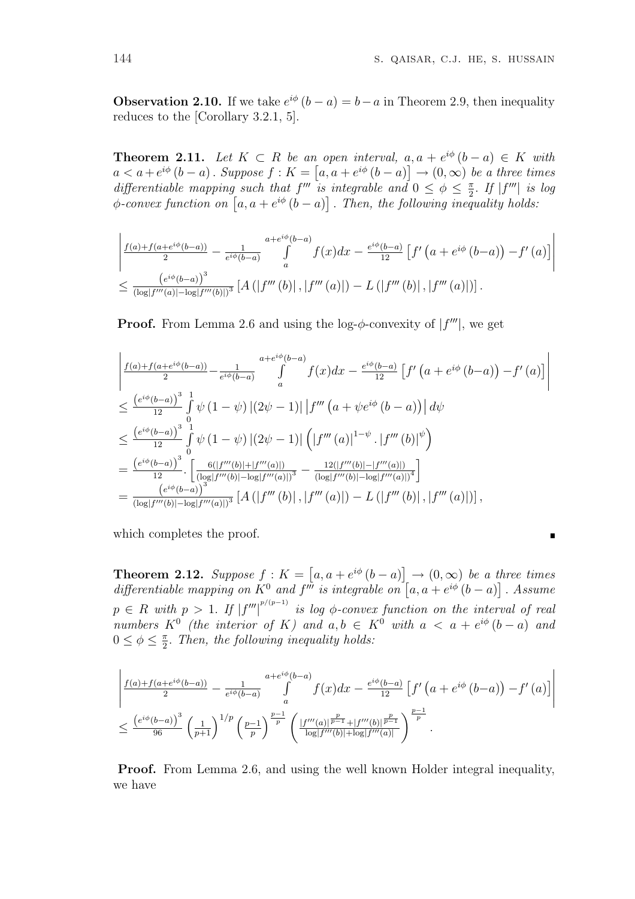**Observation 2.10.** If we take $e^{i\phi}(b-a) = b-a$ in Theorem 2.9, then inequality reduces to the [Corollary 3.2.1, 5].

**Theorem 2.11.** *Let $K \subset R$ be an open interval, $a, a+e^{i\phi}(b-a) \in K$ with $a < a+e^{i\phi}(b-a)$. Suppose $f : K = \left[a, a+e^{i\phi}(b-a)\right] \to (0,\infty)$ be a three times differentiable mapping such that $f'''$ is integrable and $0 \leq \phi \leq \frac{\pi}{2}$. If $|f'''|$ is log $\phi$-convex function on $\left[a, a+e^{i\phi}(b-a)\right]$. Then, the following inequality holds:*

$$\left| \frac{f(a)+f(a+e^{i\phi}(b-a))}{2} - \frac{1}{e^{i\phi}(b-a)} \int_a^{a+e^{i\phi}(b-a)} f(x)dx - \frac{e^{i\phi}(b-a)}{12}\left[f'\left(a+e^{i\phi}(b-a)\right) - f'(a)\right] \right|$$
$$\leq \frac{\left(e^{i\phi}(b-a)\right)^3}{(\log|f'''(a)| - \log|f'''(b)|)^3} \left[A\left(|f'''(b)|, |f'''(a)|\right) - L\left(|f'''(b)|, |f'''(a)|\right)\right].$$

**Proof.** From Lemma 2.6 and using the log-$\phi$-convexity of $|f'''|$, we get

$$\left| \frac{f(a)+f(a+e^{i\phi}(b-a))}{2} - \frac{1}{e^{i\phi}(b-a)} \int_a^{a+e^{i\phi}(b-a)} f(x)dx - \frac{e^{i\phi}(b-a)}{12}\left[f'\left(a+e^{i\phi}(b-a)\right) - f'(a)\right] \right|$$
$$\leq \frac{\left(e^{i\phi}(b-a)\right)^3}{12} \int_0^1 \psi(1-\psi)\left|(2\psi-1)\right| \left|f'''\left(a+\psi e^{i\phi}(b-a)\right)\right| d\psi$$
$$\leq \frac{\left(e^{i\phi}(b-a)\right)^3}{12} \int_0^1 \psi(1-\psi)\left|(2\psi-1)\right| \left(|f'''(a)|^{1-\psi} \cdot |f'''(b)|^{\psi}\right)$$
$$= \frac{\left(e^{i\phi}(b-a)\right)^3}{12} \cdot \left[\frac{6(|f'''(b)|+|f'''(a)|)}{(\log|f'''(b)|-\log|f'''(a)|)^3} - \frac{12(|f'''(b)|-|f'''(a)|)}{(\log|f'''(b)|-\log|f'''(a)|)^4}\right]$$
$$= \frac{\left(e^{i\phi}(b-a)\right)^3}{(\log|f'''(b)|-\log|f'''(a)|)^3} \left[A\left(|f'''(b)|, |f'''(a)|\right) - L\left(|f'''(b)|, |f'''(a)|\right)\right],$$

which completes the proof. ∎

**Theorem 2.12.** *Suppose $f : K = \left[a, a+e^{i\phi}(b-a)\right] \to (0,\infty)$ be a three times differentiable mapping on $K^0$ and $f'''$ is integrable on $\left[a, a+e^{i\phi}(b-a)\right]$. Assume $p \in R$ with $p > 1$. If $|f'''|^{p/(p-1)}$ is log $\phi$-convex function on the interval of real numbers $K^0$ (the interior of $K$) and $a, b \in K^0$ with $a < a+e^{i\phi}(b-a)$ and $0 \leq \phi \leq \frac{\pi}{2}$. Then, the following inequality holds:*

$$\left| \frac{f(a)+f(a+e^{i\phi}(b-a))}{2} - \frac{1}{e^{i\phi}(b-a)} \int_a^{a+e^{i\phi}(b-a)} f(x)dx - \frac{e^{i\phi}(b-a)}{12}\left[f'\left(a+e^{i\phi}(b-a)\right) - f'(a)\right] \right|$$
$$\leq \frac{\left(e^{i\phi}(b-a)\right)^3}{96} \left(\frac{1}{p+1}\right)^{1/p} \left(\frac{p-1}{p}\right)^{\frac{p-1}{p}} \left(\frac{|f'''(a)|^{\frac{p}{p-1}} + |f'''(b)|^{\frac{p}{p-1}}}{\log|f'''(b)| + \log|f'''(a)|}\right)^{\frac{p-1}{p}}.$$

**Proof.** From Lemma 2.6, and using the well known Holder integral inequality, we have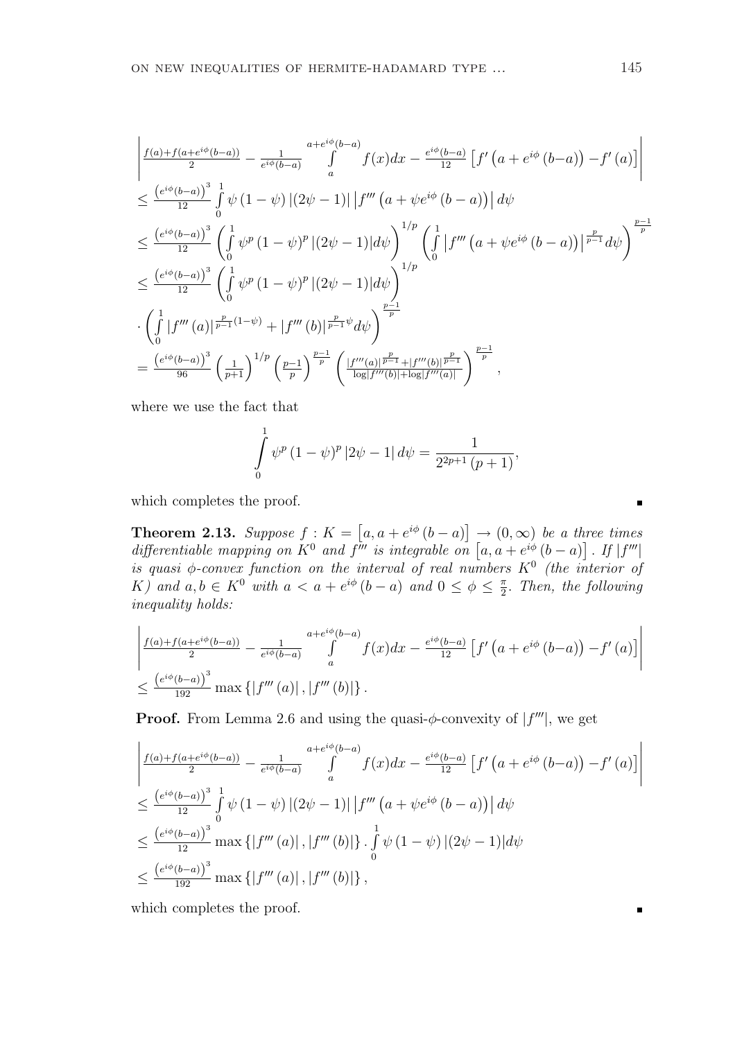$$
\begin{aligned}
&\left|\frac{f(a)+f(a+e^{i\phi}(b-a))}{2}-\frac{1}{e^{i\phi}(b-a)}\int\limits_a^{a+e^{i\phi}(b-a)}f(x)dx-\frac{e^{i\phi}(b-a)}{12}\left[f'\left(a+e^{i\phi}(b-a)\right)-f'(a)\right]\right| \\
&\leq \frac{\left(e^{i\phi}(b-a)\right)^3}{12}\int\limits_0^1 \psi(1-\psi)\left|(2\psi-1)\right|\left|f'''\left(a+\psi e^{i\phi}(b-a)\right)\right|d\psi \\
&\leq \frac{\left(e^{i\phi}(b-a)\right)^3}{12}\left(\int\limits_0^1 \psi^p(1-\psi)^p\left|(2\psi-1)\right|d\psi\right)^{1/p}\left(\int\limits_0^1\left|f'''\left(a+\psi e^{i\phi}(b-a)\right)\right|^{\frac{p}{p-1}}d\psi\right)^{\frac{p-1}{p}} \\
&\leq \frac{\left(e^{i\phi}(b-a)\right)^3}{12}\left(\int\limits_0^1 \psi^p(1-\psi)^p\left|(2\psi-1)\right|d\psi\right)^{1/p} \\
&\cdot\left(\int\limits_0^1\left|f'''(a)\right|^{\frac{p}{p-1}(1-\psi)}+\left|f'''(b)\right|^{\frac{p}{p-1}\psi}d\psi\right)^{\frac{p-1}{p}} \\
&= \frac{\left(e^{i\phi}(b-a)\right)^3}{96}\left(\frac{1}{p+1}\right)^{1/p}\left(\frac{p-1}{p}\right)^{\frac{p-1}{p}}\left(\frac{\left|f'''(a)\right|^{\frac{p}{p-1}}+\left|f'''(b)\right|^{\frac{p}{p-1}}}{\log\left|f'''(b)\right|+\log\left|f'''(a)\right|}\right)^{\frac{p-1}{p}},
\end{aligned}
$$

where we use the fact that

$$
\int\limits_0^1 \psi^p(1-\psi)^p\left|2\psi-1\right|d\psi=\frac{1}{2^{2p+1}(p+1)},
$$

which completes the proof. ■

**Theorem 2.13.** *Suppose $f : K = \left[a, a+e^{i\phi}(b-a)\right] \to (0,\infty)$ be a three times differentiable mapping on $K^0$ and $f'''$ is integrable on $\left[a, a+e^{i\phi}(b-a)\right]$. If $|f'''|$ is quasi $\phi$-convex function on the interval of real numbers $K^0$ (the interior of $K$) and $a, b \in K^0$ with $a < a+e^{i\phi}(b-a)$ and $0 \leq \phi \leq \frac{\pi}{2}$. Then, the following inequality holds:*

$$
\begin{aligned}
&\left|\frac{f(a)+f(a+e^{i\phi}(b-a))}{2}-\frac{1}{e^{i\phi}(b-a)}\int\limits_a^{a+e^{i\phi}(b-a)}f(x)dx-\frac{e^{i\phi}(b-a)}{12}\left[f'\left(a+e^{i\phi}(b-a)\right)-f'(a)\right]\right| \\
&\leq \frac{\left(e^{i\phi}(b-a)\right)^3}{192}\max\left\{\left|f'''(a)\right|,\left|f'''(b)\right|\right\}.
\end{aligned}
$$

**Proof.** From Lemma 2.6 and using the quasi-$\phi$-convexity of $|f'''|$, we get

$$
\begin{aligned}
&\left|\frac{f(a)+f(a+e^{i\phi}(b-a))}{2}-\frac{1}{e^{i\phi}(b-a)}\int\limits_a^{a+e^{i\phi}(b-a)}f(x)dx-\frac{e^{i\phi}(b-a)}{12}\left[f'\left(a+e^{i\phi}(b-a)\right)-f'(a)\right]\right| \\
&\leq \frac{\left(e^{i\phi}(b-a)\right)^3}{12}\int\limits_0^1 \psi(1-\psi)\left|(2\psi-1)\right|\left|f'''\left(a+\psi e^{i\phi}(b-a)\right)\right|d\psi \\
&\leq \frac{\left(e^{i\phi}(b-a)\right)^3}{12}\max\left\{\left|f'''(a)\right|,\left|f'''(b)\right|\right\}.\int\limits_0^1 \psi(1-\psi)\left|(2\psi-1)\right|d\psi \\
&\leq \frac{\left(e^{i\phi}(b-a)\right)^3}{192}\max\left\{\left|f'''(a)\right|,\left|f'''(b)\right|\right\},
\end{aligned}
$$

which completes the proof. ■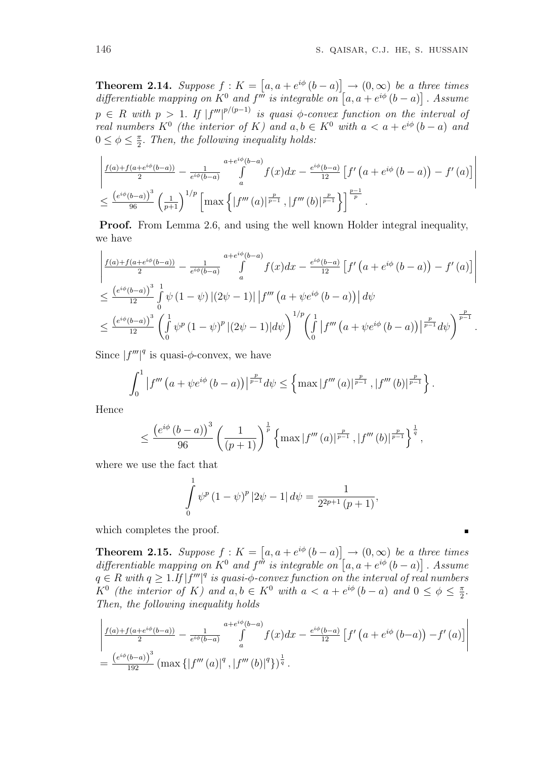**Theorem 2.14.** *Suppose $f : K = \left[a, a + e^{i\phi}(b-a)\right] \to (0, \infty)$ be a three times differentiable mapping on $K^0$ and $f'''$ is integrable on $\left[a, a + e^{i\phi}(b-a)\right]$. Assume $p \in R$ with $p > 1$. If $|f'''|^{p/(p-1)}$ is quasi $\phi$-convex function on the interval of real numbers $K^0$ (the interior of $K$) and $a, b \in K^0$ with $a < a + e^{i\phi}(b-a)$ and $0 \leq \phi \leq \frac{\pi}{2}$. Then, the following inequality holds:*

$$\left| \frac{f(a)+f(a+e^{i\phi}(b-a))}{2} - \frac{1}{e^{i\phi}(b-a)} \int_a^{a+e^{i\phi}(b-a)} f(x)dx - \frac{e^{i\phi}(b-a)}{12}\left[f'\left(a+e^{i\phi}(b-a)\right) - f'(a)\right] \right|$$
$$\leq \frac{\left(e^{i\phi}(b-a)\right)^3}{96}\left(\frac{1}{p+1}\right)^{1/p}\left[\max\left\{|f'''(a)|^{\frac{p}{p-1}}, |f'''(b)|^{\frac{p}{p-1}}\right\}\right]^{\frac{p-1}{p}}.$$

**Proof.** From Lemma 2.6, and using the well known Holder integral inequality, we have

$$\left| \frac{f(a)+f(a+e^{i\phi}(b-a))}{2} - \frac{1}{e^{i\phi}(b-a)} \int_a^{a+e^{i\phi}(b-a)} f(x)dx - \frac{e^{i\phi}(b-a)}{12}\left[f'\left(a+e^{i\phi}(b-a)\right) - f'(a)\right] \right|$$
$$\leq \frac{\left(e^{i\phi}(b-a)\right)^3}{12} \int_0^1 \psi(1-\psi)\left|(2\psi-1)\right|\left|f'''\left(a+\psi e^{i\phi}(b-a)\right)\right| d\psi$$
$$\leq \frac{\left(e^{i\phi}(b-a)\right)^3}{12}\left(\int_0^1 \psi^p(1-\psi)^p\left|(2\psi-1)\right| d\psi\right)^{1/p}\left(\int_0^1 \left|f'''\left(a+\psi e^{i\phi}(b-a)\right)\right|^{\frac{p}{p-1}} d\psi\right)^{\frac{p}{p-1}}.$$

Since $|f'''|^q$ is quasi-$\phi$-convex, we have

$$\int_0^1 \left|f'''\left(a+\psi e^{i\phi}(b-a)\right)\right|^{\frac{p}{p-1}} d\psi \leq \left\{\max|f'''(a)|^{\frac{p}{p-1}}, |f'''(b)|^{\frac{p}{p-1}}\right\}.$$

Hence

$$\leq \frac{\left(e^{i\phi}(b-a)\right)^3}{96}\left(\frac{1}{(p+1)}\right)^{\frac{1}{p}}\left\{\max|f'''(a)|^{\frac{p}{p-1}}, |f'''(b)|^{\frac{p}{p-1}}\right\}^{\frac{1}{q}},$$

where we use the fact that

$$\int_0^1 \psi^p(1-\psi)^p\left|2\psi-1\right| d\psi = \frac{1}{2^{2p+1}(p+1)},$$

which completes the proof. ∎

**Theorem 2.15.** *Suppose $f : K = \left[a, a + e^{i\phi}(b-a)\right] \to (0, \infty)$ be a three times differentiable mapping on $K^0$ and $f'''$ is integrable on $\left[a, a + e^{i\phi}(b-a)\right]$. Assume $q \in R$ with $q \geq 1$. If $|f'''|^q$ is quasi-$\phi$-convex function on the interval of real numbers $K^0$ (the interior of $K$) and $a, b \in K^0$ with $a < a + e^{i\phi}(b-a)$ and $0 \leq \phi \leq \frac{\pi}{2}$. Then, the following inequality holds*

$$\left| \frac{f(a)+f(a+e^{i\phi}(b-a))}{2} - \frac{1}{e^{i\phi}(b-a)} \int_a^{a+e^{i\phi}(b-a)} f(x)dx - \frac{e^{i\phi}(b-a)}{12}\left[f'\left(a+e^{i\phi}(b-a)\right) - f'(a)\right] \right|$$
$$= \frac{\left(e^{i\phi}(b-a)\right)^3}{192}\left(\max\left\{|f'''(a)|^q, |f'''(b)|^q\right\}\right)^{\frac{1}{q}}.$$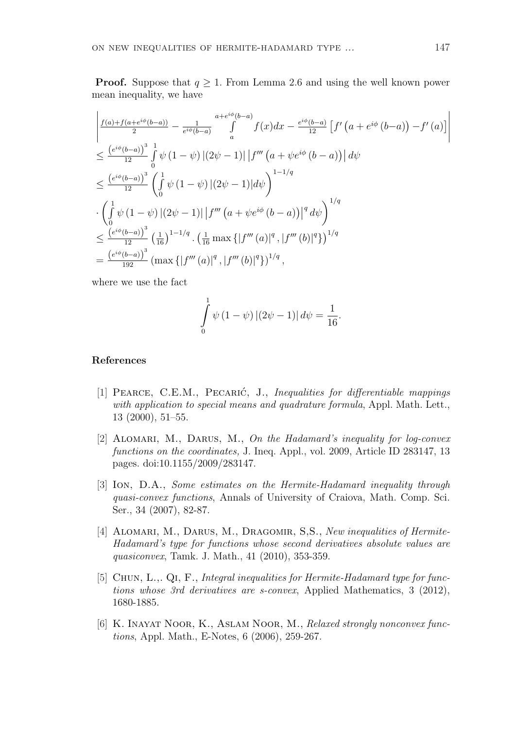**Proof.** Suppose that $q \geq 1$. From Lemma 2.6 and using the well known power mean inequality, we have

$$
\begin{aligned}
&\left| \frac{f(a)+f(a+e^{i\phi}(b-a))}{2} - \frac{1}{e^{i\phi}(b-a)} \int\limits_{a}^{a+e^{i\phi}(b-a)} f(x)dx - \frac{e^{i\phi}(b-a)}{12}\left[f'\left(a+e^{i\phi}(b-a)\right) - f'(a)\right] \right| \\
&\leq \frac{\left(e^{i\phi}(b-a)\right)^3}{12} \int\limits_0^1 \psi(1-\psi)\left|(2\psi-1)\right| \left|f'''\left(a+\psi e^{i\phi}(b-a)\right)\right| d\psi \\
&\leq \frac{\left(e^{i\phi}(b-a)\right)^3}{12} \left( \int\limits_0^1 \psi(1-\psi)\left|(2\psi-1)\right| d\psi \right)^{1-1/q} \\
&\cdot \left( \int\limits_0^1 \psi(1-\psi)\left|(2\psi-1)\right| \left|f'''\left(a+\psi e^{i\phi}(b-a)\right)\right|^q d\psi \right)^{1/q} \\
&\leq \frac{\left(e^{i\phi}(b-a)\right)^3}{12} \left(\frac{1}{16}\right)^{1-1/q} \cdot \left(\frac{1}{16}\max\left\{\left|f'''(a)\right|^q, \left|f'''(b)\right|^q\right\}\right)^{1/q} \\
&= \frac{\left(e^{i\phi}(b-a)\right)^3}{192} \left(\max\left\{\left|f'''(a)\right|^q, \left|f'''(b)\right|^q\right\}\right)^{1/q},
\end{aligned}
$$

where we use the fact

$$
\int\limits_0^1 \psi(1-\psi)\left|(2\psi-1)\right| d\psi = \frac{1}{16}.
$$

## References

[1] Pearce, C.E.M., Pecarić, J., *Inequalities for differentiable mappings with application to special means and quadrature formula*, Appl. Math. Lett., 13 (2000), 51–55.

[2] Alomari, M., Darus, M., *On the Hadamard's inequality for log-convex functions on the coordinates,* J. Ineq. Appl., vol. 2009, Article ID 283147, 13 pages. doi:10.1155/2009/283147.

[3] Ion, D.A., *Some estimates on the Hermite-Hadamard inequality through quasi-convex functions*, Annals of University of Craiova, Math. Comp. Sci. Ser., 34 (2007), 82-87.

[4] Alomari, M., Darus, M., Dragomir, S,S., *New inequalities of Hermite-Hadamard's type for functions whose second derivatives absolute values are quasiconvex*, Tamk. J. Math., 41 (2010), 353-359.

[5] Chun, L.,. Qi, F., *Integral inequalities for Hermite-Hadamard type for functions whose 3rd derivatives are s-convex*, Applied Mathematics, 3 (2012), 1680-1885.

[6] K. Inayat Noor, K., Aslam Noor, M., *Relaxed strongly nonconvex functions*, Appl. Math., E-Notes, 6 (2006), 259-267.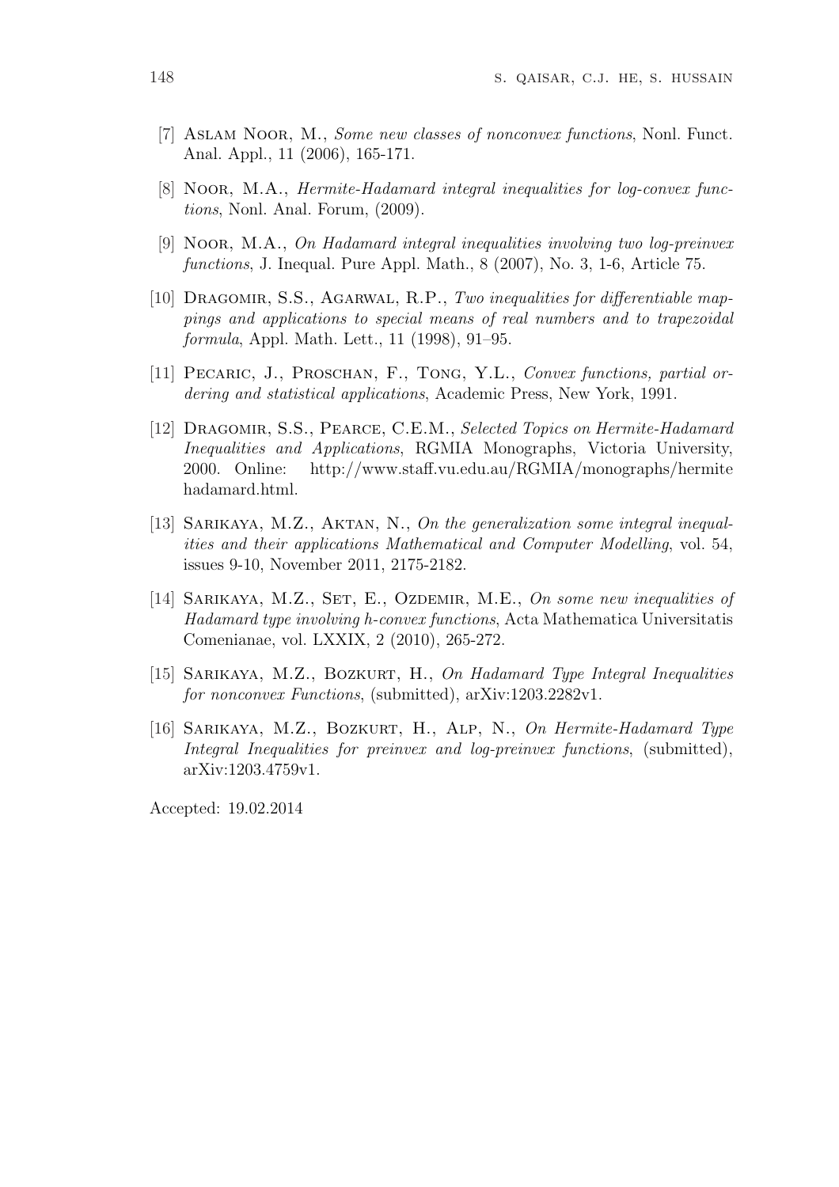[7] Aslam Noor, M., *Some new classes of nonconvex functions*, Nonl. Funct. Anal. Appl., 11 (2006), 165-171.

[8] Noor, M.A., *Hermite-Hadamard integral inequalities for log-convex functions*, Nonl. Anal. Forum, (2009).

[9] Noor, M.A., *On Hadamard integral inequalities involving two log-preinvex functions*, J. Inequal. Pure Appl. Math., 8 (2007), No. 3, 1-6, Article 75.

[10] Dragomir, S.S., Agarwal, R.P., *Two inequalities for differentiable mappings and applications to special means of real numbers and to trapezoidal formula*, Appl. Math. Lett., 11 (1998), 91–95.

[11] Pecaric, J., Proschan, F., Tong, Y.L., *Convex functions, partial ordering and statistical applications*, Academic Press, New York, 1991.

[12] Dragomir, S.S., Pearce, C.E.M., *Selected Topics on Hermite-Hadamard Inequalities and Applications*, RGMIA Monographs, Victoria University, 2000. Online: http://www.staff.vu.edu.au/RGMIA/monographs/hermite hadamard.html.

[13] Sarikaya, M.Z., Aktan, N., *On the generalization some integral inequalities and their applications Mathematical and Computer Modelling*, vol. 54, issues 9-10, November 2011, 2175-2182.

[14] Sarikaya, M.Z., Set, E., Ozdemir, M.E., *On some new inequalities of Hadamard type involving h-convex functions*, Acta Mathematica Universitatis Comenianae, vol. LXXIX, 2 (2010), 265-272.

[15] Sarikaya, M.Z., Bozkurt, H., *On Hadamard Type Integral Inequalities for nonconvex Functions*, (submitted), arXiv:1203.2282v1.

[16] Sarikaya, M.Z., Bozkurt, H., Alp, N., *On Hermite-Hadamard Type Integral Inequalities for preinvex and log-preinvex functions*, (submitted), arXiv:1203.4759v1.

Accepted: 19.02.2014